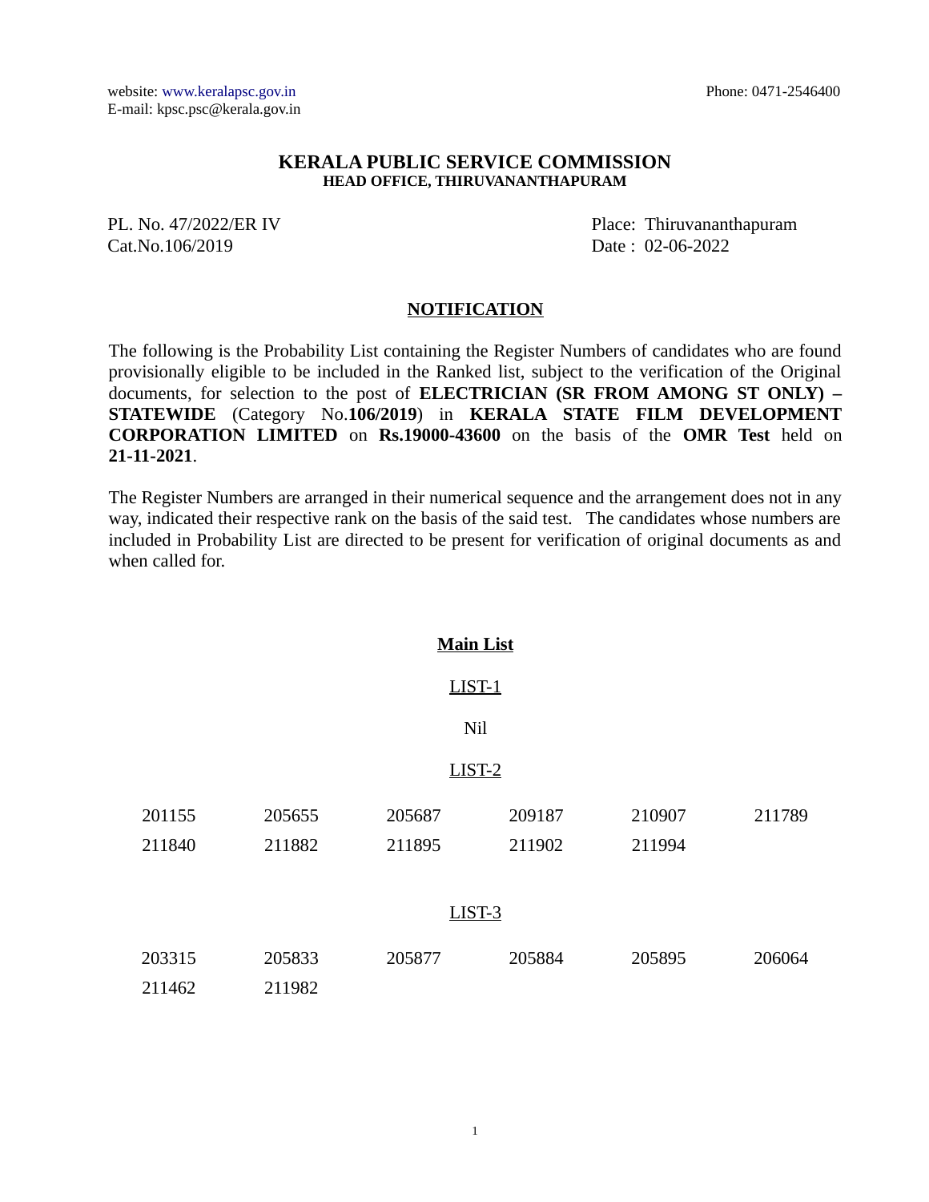website: www.keralapsc.gov.in Phone: 0471-2546400
E-mail: kpsc.psc@kerala.gov.in

# KERALA PUBLIC SERVICE COMMISSION

**HEAD OFFICE, THIRUVANANTHAPURAM**

PL. No. 47/2022/ER IV Place: Thiruvananthapuram
Cat.No.106/2019 Date : 02-06-2022

## NOTIFICATION

The following is the Probability List containing the Register Numbers of candidates who are found provisionally eligible to be included in the Ranked list, subject to the verification of the Original documents, for selection to the post of **ELECTRICIAN (SR FROM AMONG ST ONLY) – STATEWIDE** (Category No.**106/2019**) in **KERALA STATE FILM DEVELOPMENT CORPORATION LIMITED** on **Rs.19000-43600** on the basis of the **OMR Test** held on **21-11-2021**.

The Register Numbers are arranged in their numerical sequence and the arrangement does not in any way, indicated their respective rank on the basis of the said test. The candidates whose numbers are included in Probability List are directed to be present for verification of original documents as and when called for.

### Main List

#### LIST-1

Nil

#### LIST-2

| | | | | | |
|---|---|---|---|---|---|
| 201155 | 205655 | 205687 | 209187 | 210907 | 211789 |
| 211840 | 211882 | 211895 | 211902 | 211994 | |

#### LIST-3

| | | | | | |
|---|---|---|---|---|---|
| 203315 | 205833 | 205877 | 205884 | 205895 | 206064 |
| 211462 | 211982 | | | | |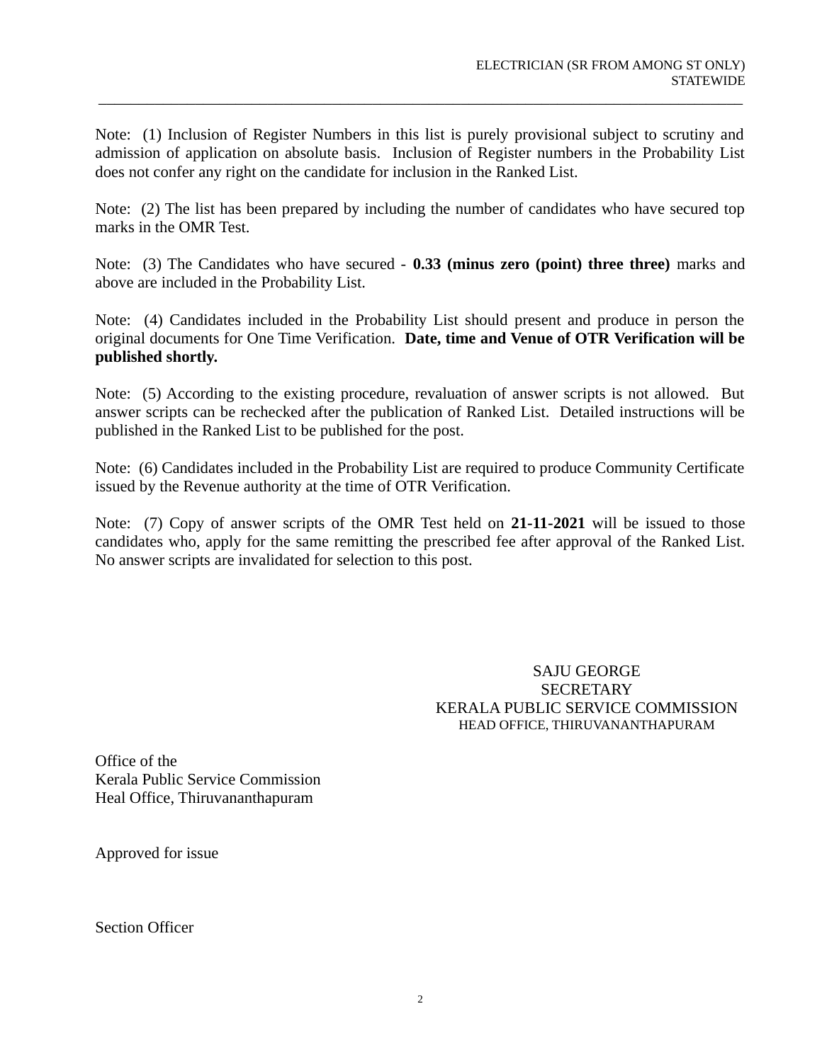Note: (1) Inclusion of Register Numbers in this list is purely provisional subject to scrutiny and admission of application on absolute basis. Inclusion of Register numbers in the Probability List does not confer any right on the candidate for inclusion in the Ranked List.

Note: (2) The list has been prepared by including the number of candidates who have secured top marks in the OMR Test.

Note: (3) The Candidates who have secured - **0.33 (minus zero (point) three three)** marks and above are included in the Probability List.

Note: (4) Candidates included in the Probability List should present and produce in person the original documents for One Time Verification. **Date, time and Venue of OTR Verification will be published shortly.**

Note: (5) According to the existing procedure, revaluation of answer scripts is not allowed. But answer scripts can be rechecked after the publication of Ranked List. Detailed instructions will be published in the Ranked List to be published for the post.

Note: (6) Candidates included in the Probability List are required to produce Community Certificate issued by the Revenue authority at the time of OTR Verification.

Note: (7) Copy of answer scripts of the OMR Test held on **21-11-2021** will be issued to those candidates who, apply for the same remitting the prescribed fee after approval of the Ranked List. No answer scripts are invalidated for selection to this post.

SAJU GEORGE
SECRETARY
KERALA PUBLIC SERVICE COMMISSION
HEAD OFFICE, THIRUVANANTHAPURAM

Office of the
Kerala Public Service Commission
Heal Office, Thiruvananthapuram

Approved for issue

Section Officer